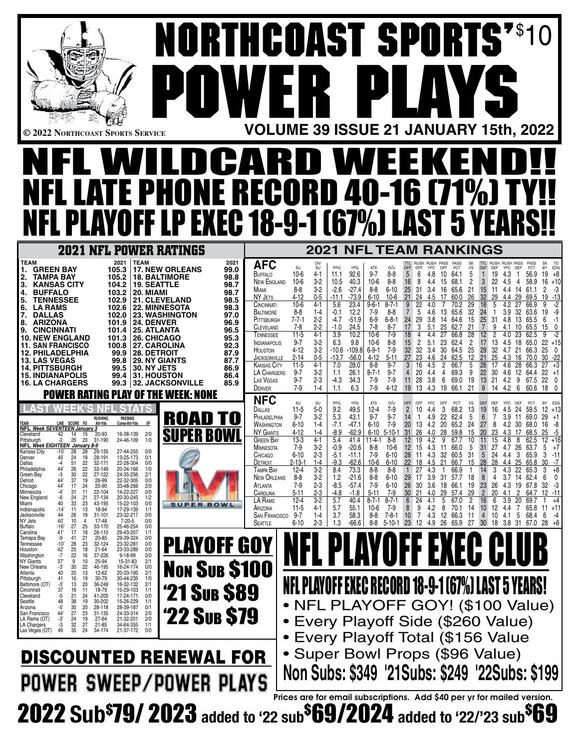# NORTHCOAST SPORTS' POWER PLAYS

$10

© 2022 Northcoast Sports Service

VOLUME 39 ISSUE 21 JANUARY 15th, 2022

# NFL WILDCARD WEEKEND!!

## NFL LATE PHONE RECORD 40-16 (71%) TY!!

## NFL PLAYOFF LP EXEC 18-9-1 (67%) LAST 5 YEARS!!

## 2021 NFL POWER RATINGS

| TEAM | 2021 | TEAM | 2021 |
|---|---|---|---|
| 1. GREEN BAY | 105.3 | 17. NEW ORLEANS | 99.0 |
| 2. TAMPA BAY | 105.2 | 18. BALTIMORE | 98.8 |
| 3. KANSAS CITY | 104.2 | 19. SEATTLE | 98.7 |
| 4. BUFFALO | 103.2 | 20. MIAMI | 98.7 |
| 5. TENNESSEE | 102.9 | 21. CLEVELAND | 98.5 |
| 6. LA RAMS | 102.6 | 22. MINNESOTA | 98.3 |
| 7. DALLAS | 102.0 | 23. WASHINGTON | 97.0 |
| 8. ARIZONA | 101.9 | 24. DENVER | 96.9 |
| 9. CINCINNATI | 101.4 | 25. ATLANTA | 96.5 |
| 10. NEW ENGLAND | 101.3 | 26. CHICAGO | 95.3 |
| 11. SAN FRANCISCO | 100.8 | 27. CAROLINA | 92.3 |
| 12. PHILADELPHIA | 99.9 | 28. DETROIT | 87.9 |
| 13. LAS VEGAS | 99.8 | 29. NY GIANTS | 87.7 |
| 14. PITTSBURGH | 99.5 | 30. NY JETS | 86.9 |
| 15. INDIANAPOLIS | 99.4 | 31. HOUSTON | 86.4 |
| 16. LA CHARGERS | 99.3 | 32. JACKSONVILLE | 85.9 |

**POWER RATING PLAY OF THE WEEK: NONE**

## 2021 NFL TEAM RANKINGS

| AFC | SU | DIV SU | PPG | YPG | ATS | O/U | TTL OFF | RUSH OFF | RUSH YPC | PASS OFF | PASS PCT | SK VS | TTL DEF | RUSH DEF | RUSH YPC | PASS DEF | PASS PCT | SK BY | TO EDG |
|---|---|---|---|---|---|---|---|---|---|---|---|---|---|---|---|---|---|---|---|
| Buffalo | 10-6 | 4-1 | 11.1 | 92.6 | 9-7 | 8-8 | 5 | 6 | 4.8 | 10 | 64.1 | 5 | 1 | 19 | 4.3 | 1 | 56.9 | 19 | +8 |
| New England | 10-6 | 3-2 | 10.5 | 40.3 | 10-6 | 8-8 | 16 | 8 | 4.4 | 15 | 68.1 | 2 | 3 | 22 | 4.5 | 4 | 58.9 | 16 | +10 |
| Miami | 8-8 | 3-2 | -2.6 | -27.4 | 8-8 | 6-10 | 25 | 31 | 3.4 | 16 | 65.6 | 21 | 15 | 11 | 4.4 | 14 | 61.1 | 2 | -3 |
| NY Jets | 4-12 | 0-5 | -11.1 | -73.9 | 6-10 | 10-6 | 21 | 24 | 4.5 | 17 | 60.0 | 26 | 32 | 29 | 4.4 | 29 | 69.5 | 19 | -13 |
| Cincinnati | 10-6 | 4-1 | 5.6 | 23.4 | 9-6-1 | 8-7-1 | 9 | 22 | 4.0 | 7 | 70.2 | 29 | 18 | 5 | 4.2 | 27 | 66.9 | 9 | -2 |
| Baltimore | 8-8 | 1-4 | -0.1 | 12.2 | 7-9 | 8-8 | 7 | 5 | 4.6 | 13 | 65.6 | 32 | 24 | 1 | 3.9 | 32 | 63.6 | 19 | -9 |
| Pittsburgh | 7-7-1 | 2-2 | -4.7 | -51.9 | 6-9 | 6-8-1 | 24 | 29 | 3.8 | 14 | 64.6 | 15 | 25 | 31 | 4.8 | 13 | 65.5 | 6 | -1 |
| Cleveland | 7-8 | 2-2 | -1.0 | 24.5 | 7-8 | 8-7 | 17 | 3 | 5.1 | 25 | 62.7 | 21 | 7 | 9 | 4.1 | 10 | 65.5 | 15 | 0 |
| Tennessee | 11-5 | 4-1 | 3.9 | 10.2 | 10-6 | 7-9 | 18 | 4 | 4.4 | 27 | 66.8 | 28 | 12 | 2 | 4.0 | 23 | 62.5 | 9 | -2 |
| Indianapolis | 9-7 | 3-2 | 6.3 | 9.8 | 10-6 | 8-8 | 15 | 2 | 5.1 | 23 | 62.4 | 2 | 17 | 13 | 4.5 | 18 | 65.0 | 22 | +15 |
| Houston | 4-12 | 3-2 | -10.6 | -109.8 | 6-9-1 | 7-9 | 32 | 32 | 3.4 | 30 | 64.5 | 25 | 29 | 32 | 4.7 | 21 | 66.3 | 25 | 0 |
| Jacksonville | 2-14 | 0-5 | -13.7 | -56.0 | 4-12 | 5-11 | 27 | 23 | 4.6 | 24 | 62.5 | 12 | 21 | 25 | 4.3 | 16 | 70.0 | 30 | -22 |
| Kansas City | 11-5 | 4-1 | 7.0 | 28.0 | 8-8 | 9-7 | 3 | 16 | 4.5 | 2 | 66.7 | 5 | 26 | 17 | 4.6 | 28 | 66.3 | 27 | +3 |
| LA Chargers | 9-7 | 3-2 | 1.1 | 26.1 | 8-7-1 | 9-7 | 4 | 20 | 4.4 | 4 | 69.3 | 9 | 22 | 30 | 4.6 | 12 | 64.4 | 22 | +1 |
| Las Vegas | 9-7 | 2-3 | -4.3 | 34.3 | 7-9 | 7-9 | 11 | 28 | 3.8 | 6 | 69.0 | 19 | 13 | 21 | 4.2 | 9 | 67.5 | 22 | 0 |
| Denver | 7-9 | 1-4 | 1.1 | 6.3 | 7-9 | 4-12 | 19 | 13 | 4.3 | 19 | 66.1 | 21 | 9 | 14 | 4.2 | 6 | 60.6 | 18 | 0 |

| NFC | SU | SU | PPG | YPG | ATS | O/U | OFF | OFF | YPC | OFF | PCT | VS | DEF | DEF | YPC | DEF | PCT | BY | EDG |
|---|---|---|---|---|---|---|---|---|---|---|---|---|---|---|---|---|---|---|---|
| Dallas | 11-5 | 5-0 | 9.2 | 49.5 | 12-4 | 7-9 | 2 | 10 | 4.4 | 3 | 68.2 | 13 | 19 | 16 | 4.5 | 24 | 59.5 | 12 | +13 |
| Philadelphia | 9-7 | 3-2 | 5.3 | 43.1 | 9-7 | 9-7 | 14 | 1 | 4.9 | 22 | 62.4 | 5 | 6 | 7 | 3.9 | 11 | 69.0 | 29 | +1 |
| Washington | 6-10 | 1-4 | -7.1 | -47.1 | 6-10 | 7-9 | 20 | 13 | 4.2 | 20 | 65.2 | 24 | 27 | 8 | 4.2 | 30 | 68.0 | 16 | -8 |
| NY Giants | 4-12 | 1-4 | -8.9 | -62.9 | 6-10 | 5-10-1 | 31 | 26 | 4.0 | 28 | 59.8 | 15 | 20 | 23 | 4.3 | 17 | 68.5 | 25 | -5 |
| Green Bay | 13-3 | 4-1 | 5.4 | 41.4 | 11-4-1 | 8-8 | 12 | 19 | 4.2 | 9 | 67.7 | 10 | 11 | 15 | 4.8 | 8 | 62.5 | 12 | +16 |
| Minnesota | 7-9 | 3-2 | -0.9 | -20.6 | 8-8 | 10-6 | 12 | 15 | 4.3 | 11 | 66.0 | 5 | 31 | 27 | 4.7 | 26 | 63.7 | 5 | +7 |
| Chicago | 6-10 | 2-3 | -5.1 | -11.1 | 7-9 | 6-10 | 28 | 11 | 4.3 | 32 | 60.5 | 31 | 5 | 24 | 4.4 | 3 | 65.9 | 3 | -11 |
| Detroit | 2-13-1 | 1-4 | -9.3 | -62.6 | 10-6 | 6-10 | 22 | 18 | 4.5 | 21 | 66.7 | 15 | 28 | 28 | 4.4 | 25 | 65.8 | 30 | -7 |
| Tampa Bay | 12-4 | 3-2 | 8.4 | 73.3 | 8-8 | 8-8 | 1 | 27 | 4.3 | 1 | 66.9 | 1 | 14 | 3 | 4.3 | 22 | 65.3 | 3 | +8 |
| New Orleans | 8-8 | 3-2 | 1.2 | -21.6 | 8-8 | 6-10 | 29 | 17 | 3.9 | 31 | 57.7 | 18 | 8 | 4 | 3.7 | 14 | 62.4 | 6 | 0 |
| Atlanta | 7-9 | 2-3 | -8.5 | -57.4 | 7-9 | 6-10 | 26 | 30 | 3.6 | 18 | 66.1 | 19 | 23 | 26 | 4.3 | 19 | 67.8 | 32 | -3 |
| Carolina | 5-11 | 2-3 | -4.8 | -1.8 | 5-11 | 7-9 | 30 | 21 | 4.0 | 29 | 57.4 | 29 | 2 | 20 | 4.1 | 2 | 64.7 | 12 | -11 |
| LA Rams | 12-4 | 3-2 | 5.7 | 40.4 | 8-7-1 | 8-7-1 | 6 | 24 | 4.1 | 5 | 67.0 | 2 | 16 | 6 | 3.9 | 20 | 69.7 | 1 | +4 |
| Arizona | 11-5 | 4-1 | 5.7 | 55.1 | 10-6 | 7-9 | 8 | 9 | 4.2 | 8 | 70.1 | 14 | 10 | 12 | 4.4 | 7 | 65.8 | 11 | +11 |
| San Francisco | 9-7 | 1-4 | 3.7 | 58.3 | 8-8 | 7-8-1 | 10 | 7 | 4.3 | 12 | 66.3 | 11 | 4 | 10 | 4.1 | 5 | 68.4 | 6 | -4 |
| Seattle | 6-10 | 2-3 | 1.3 | -66.6 | 8-8 | 5-10-1 | 23 | 12 | 4.9 | 26 | 65.9 | 27 | 30 | 18 | 3.8 | 31 | 67.0 | 28 | +6 |

## LAST WEEK'S NFL STATS

| TEAM | LINE | SCORE | FD | RUSHING Att-Yds | PASSING Comp-Att-Yds | I/F |
|---|---|---|---|---|---|---|
| **NFL Week SEVENTEEN January 3** | | | | | | |
| Cleveland | 42 | 14 | 15 | 20-93 | 16-38-139 | 2/0 |
| Pittsburgh | -2 | 26 | 20 | 31-190 | 24-46-109 | 1/0 |
| **NFL Week EIGHTEEN January 8-9** | | | | | | |
| Kansas City | -10' | 28 | 28 | 29-135 | 27-44-255 | 0/0 |
| Denver | 45 | 24 | 18 | 28-191 | 13-25-173 | 0/1 |
| Dallas | -4 | 51 | 22 | 32-171 | 22-28-304 | 0/0 |
| Philadelphia | 44' | 26 | 22 | 33-149 | 20-34-166 | 1/0 |
| Green Bay | -3 | 30 | 22 | 27-122 | 24-35-256 | 2/1 |
| Detroit | 44' | 37 | 19 | 26-99 | 22-32-305 | 0/0 |
| Chicago | 44' | 17 | 24 | 25-90 | 33-48-266 | 2/0 |
| Minnesota | -4' | 31 | 11 | 22-104 | 14-22-227 | 0/0 |
| New England | -6 | 24 | 21 | 27-134 | 20-30-245 | 1/2 |
| Miami | 40 | 33 | 23 | 43-195 | 15-22-103 | 0/0 |
| Indianapolis | -14' | 11 | 13 | 18-94 | 17-29-139 | 1/1 |
| Jacksonville | 44 | 26 | 19 | 31-101 | 23-32-217 | 0/0 |
| NY Jets | 40' | 10 | 4 | 17-48 | 7-20-5 | 0/0 |
| Buffalo | -16' | 27 | 25 | 33-170 | 25-46-254 | 0/0 |
| Carolina | 41' | 17 | 18 | 26-110 | 29-43-207 | 1/1 |
| Tamapa Bay | -9 | 41 | 21 | 20-85 | 29-39-324 | 0/0 |
| Tennessee | -10' | 28 | 23 | 32-124 | 23-32-281 | 0/0 |
| Houston | 42' | 25 | 18 | 21-64 | 23-33-289 | 0/0 |
| Washington | -7 | 22 | 16 | 37-226 | 9-18-99 | 0/0 |
| NY Giants | 37' | 9 | 10 | 25-94 | 15-31-83 | 2/1 |
| New Orleans | -3' | 30 | 22 | 46-195 | 16-24-174 | 0/0 |
| Atlanta | 40 | 20 | 13 | 12-62 | 20-33-195 | 2/1 |
| Pittsburgh | 41 | 16 | 19 | 30-79 | 30-44-235 | 1/0 |
| Baltimore (OT) | -3' | 13 | 20 | 36-249 | 16-32-132 | 2/1 |
| Cincinnati | 37 | 16 | 11 | 18-79 | 15-29-103 | 1/1 |
| Cleveland | -5 | 21 | 24 | 41-205 | 17-24-171 | 0/0 |
| Seattle | 48 | 38 | 19 | 30-202 | 15-26-229 | 1/1 |
| Arizona | -5' | 30 | 20 | 28-118 | 28-39-187 | 0/1 |
| San Francisco | 44' | 27 | 23 | 31-135 | 24-33-314 | 2/0 |
| LA Rams (OT) | -3' | 24 | 19 | 27-64 | 21-32-201 | 2/0 |
| LA Chargers | -3 | 32 | 27 | 21-85 | 34-64-355 | 1/1 |
| Las Vegas (OT) | 49 | 35 | 24 | 34-174 | 21-37-172 | 0/0 |

## ROAD TO SUPER BOWL

SUPER BOWL LVI

## PLAYOFF GOY

**Non Sub $100**

**'21 Sub $89**

**'22 Sub $79**

# NFL PLAYOFF EXEC CLUB

## NFL PLAYOFF EXEC RECORD 18-9-1 (67%) LAST 5 YEARS!

- NFL PLAYOFF GOY! ($100 Value)
- Every Playoff Side ($260 Value)
- Every Playoff Total ($156 Value
- Super Bowl Props ($96 Value)

**Non Subs: $349 '21Subs: $249 '22Subs: $199**

Prices are for email subscriptions. Add $40 per yr for mailed version.

## DISCOUNTED RENEWAL FOR POWER SWEEP/POWER PLAYS

## 2022 Sub $79/ 2023 added to '22 sub $69/2024 added to '22/'23 sub $69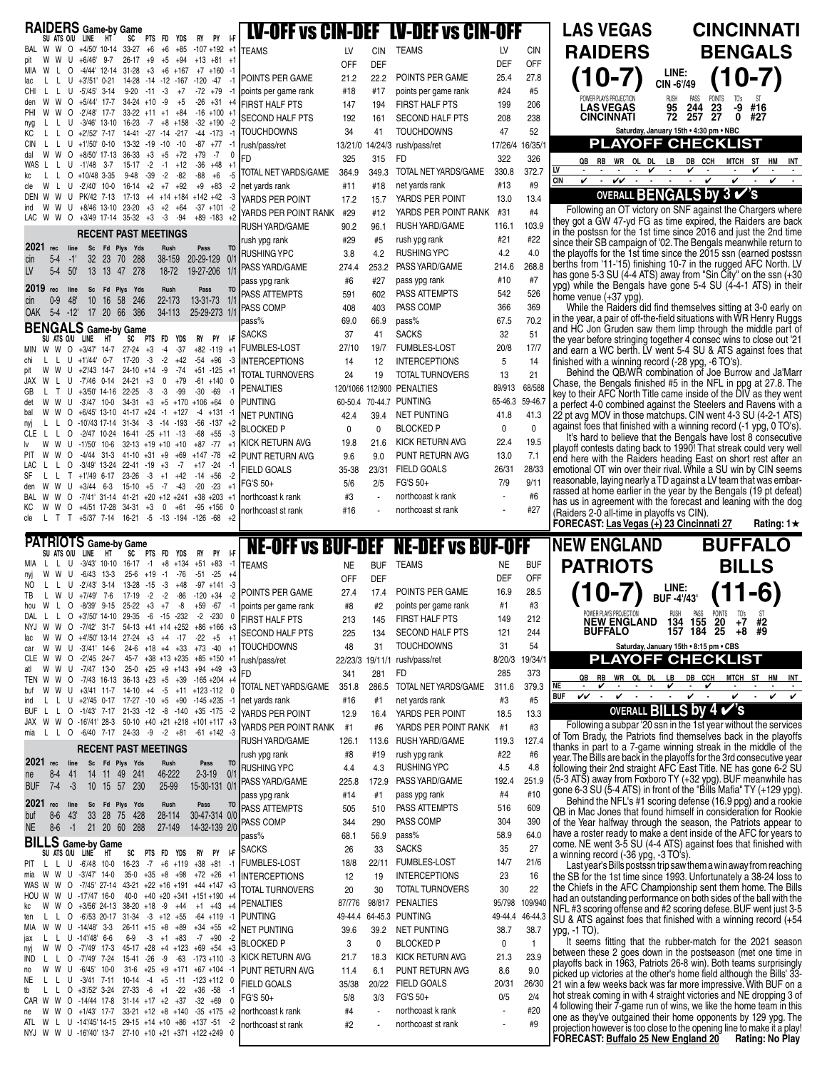# RAIDERS Game-by Game

| | SU | ATS | O/U | LINE | HT | SC | PTS | FD | YDS | RY | PY | I-F |
|---|---|---|---|---|---|---|---|---|---|---|---|---|
| BAL | W | W | O | +4/50' | 10-14 | 33-27 | +6 | +6 | +85 | -107 | +192 | +1 |
| pit | W | W | U | +6/46' | 9-7 | 26-17 | +9 | +5 | +94 | +13 | +81 | +1 |
| MIA | W | L | O | -4/44' | 12-14 | 31-28 | +3 | +6 | +167 | +7 | +160 | -1 |
| lac | L | L | U | +3'/51' | 0-21 | 14-28 | -14 | -12 | -167 | -120 | -47 | -1 |
| CHI | L | L | U | -5'/45' | 3-14 | 9-20 | -11 | -3 | +7 | -72 | +79 | -1 |
| den | W | W | O | +5/44' | 17-7 | 34-24 | +10 | -9 | +5 | -26 | +31 | +4 |
| PHI | W | W | O | -2'/48' | 17-7 | 33-22 | +11 | +1 | +84 | -16 | +100 | +1 |
| nyg | L | L | U | -3/46' | 13-10 | 16-23 | -7 | +8 | +158 | -32 | +190 | -2 |
| KC | L | L | O | +2'/52' | 7-17 | 14-41 | -27 | -14 | -217 | -44 | -173 | -1 |
| CIN | L | L | U | +1'/50' | 0-10 | 13-32 | -19 | -10 | -10 | -87 | +77 | -1 |
| dal | W | W | O | +8/50' | 17-13 | 36-33 | +3 | +5 | +72 | +79 | -7 | 0 |
| WAS | L | L | U | -1'/48 | 3-7 | 15-17 | -2 | -1 | +12 | -36 | +48 | +1 |
| kc | L | L | O | +10/48 | 3-35 | 9-48 | -39 | -2 | -82 | -88 | +6 | -5 |
| cle | W | L | U | -2'/40' | 10-0 | 16-14 | +2 | +7 | +92 | +9 | +83 | -2 |
| DEN | W | W | U | PK/42 | 7-13 | 17-13 | +4 | +14 | +184 | +142 | +42 | -3 |
| ind | W | W | U | +8/46 | 13-10 | 23-20 | +3 | +2 | +64 | -37 | +101 | -2 |
| LAC | W | W | O | +3/49 | 17-14 | 35-32 | +3 | -3 | -94 | +89 | -183 | +2 |

## RECENT PAST MEETINGS

| 2021 | rec | line | Sc | Fd | Plys | Yds | Rush | Pass | TO |
|---|---|---|---|---|---|---|---|---|---|
| cin | 5-4 | -1' | 32 | 23 | 70 | 288 | 38-159 | 20-29-129 | 0/1 |
| LV | 5-4 | 50' | 13 | 13 | 47 | 278 | 18-72 | 19-27-206 | 1/1 |

| 2019 | rec | line | Sc | Fd | Plys | Yds | Rush | Pass | TO |
|---|---|---|---|---|---|---|---|---|---|
| cin | 0-9 | 48' | 10 | 16 | 58 | 246 | 22-173 | 13-31-73 | 1/1 |
| OAK | 5-4 | -12' | 17 | 20 | 66 | 386 | 34-113 | 25-29-273 | 1/1 |

# BENGALS Game-by Game

| | SU | ATS | O/U | LINE | HT | SC | PTS | FD | YDS | RY | PY | I-F |
|---|---|---|---|---|---|---|---|---|---|---|---|---|
| MIN | W | W | O | +3/47' | 14-7 | 27-24 | +3 | -4 | -37 | +82 | -119 | +1 |
| chi | L | L | U | +1'/44' | 0-7 | 17-20 | -3 | -2 | +42 | -54 | +96 | -3 |
| pit | W | W | U | +2'/43 | 14-7 | 24-10 | +14 | -9 | -74 | +51 | -125 | +1 |
| JAX | W | L | U | -7'/46 | 0-14 | 24-21 | +3 | 0 | +79 | -61 | +140 | 0 |
| GB | L | T | U | +3/50' | 14-16 | 22-25 | -3 | -3 | -99 | -30 | -69 | -1 |
| det | W | W | U | -3'/47 | 10-0 | 34-11 | +3 | +5 | +170 | +106 | +64 | 0 |
| bal | W | W | O | +6/45' | 13-10 | 41-17 | +24 | -1 | +127 | -4 | +131 | -1 |
| nyj | L | L | O | -10'/43 | 17-14 | 31-34 | -3 | -14 | -193 | -56 | -137 | +2 |
| CLE | L | L | O | -2/47 | 10-24 | 16-41 | -25 | +11 | -13 | -68 | +55 | -3 |
| lv | W | W | U | -1'/50' | 10-6 | 32-13 | +19 | +10 | +10 | +87 | -77 | +1 |
| PIT | W | W | O | -4/44 | 31-3 | 41-10 | +31 | +9 | +69 | +147 | -78 | +2 |
| LAC | L | L | O | -3/49' | 13-24 | 22-41 | -19 | +3 | -7 | +17 | -24 | -1 |
| SF | L | L | T | +1'/49 | 6-17 | 23-26 | -3 | +1 | +42 | -14 | +56 | -2 |
| den | W | W | U | +3/44 | 6-3 | 15-10 | +5 | -7 | -43 | -20 | -23 | +1 |
| BAL | W | W | O | -7/41' | 31-14 | 41-21 | +20 | +12 | +241 | +38 | +203 | +1 |
| KC | W | W | O | +4/51 | 17-28 | 34-31 | +3 | 0 | +61 | -95 | +156 | 0 |
| cle | L | T | T | +5/37 | 7-14 | 16-21 | -5 | -13 | -194 | -126 | -68 | +2 |

# LV-OFF vs CIN-DEF / LV-DEF vs CIN-OFF

| TEAMS | LV OFF | CIN DEF | TEAMS | LV DEF | CIN OFF |
|---|---|---|---|---|---|
| POINTS PER GAME | 21.2 | 22.2 | POINTS PER GAME | 25.4 | 27.8 |
| points per game rank | #18 | #17 | points per game rank | #24 | #5 |
| FIRST HALF PTS | 147 | 194 | FIRST HALF PTS | 199 | 206 |
| SECOND HALF PTS | 192 | 161 | SECOND HALF PTS | 208 | 238 |
| TOUCHDOWNS | 34 | 41 | TOUCHDOWNS | 47 | 52 |
| rush/pass/ret | 13/21/0 | 14/24/3 | rush/pass/ret | 17/26/4 | 16/35/1 |
| FD | 325 | 315 | FD | 322 | 326 |
| TOTAL NET YARDS/GAME | 364.9 | 349.3 | TOTAL NET YARDS/GAME | 330.8 | 372.7 |
| net yards rank | #11 | #18 | net yards rank | #13 | #9 |
| YARDS PER POINT | 17.2 | 15.7 | YARDS PER POINT | 13.0 | 13.4 |
| YARDS PER POINT RANK | #29 | #12 | YARDS PER POINT RANK | #31 | #4 |
| RUSH YARD/GAME | 90.2 | 96.1 | RUSH YARD/GAME | 116.1 | 103.9 |
| rush ypg rank | #29 | #5 | rush ypg rank | #21 | #22 |
| RUSHING YPC | 3.8 | 4.2 | RUSHING YPC | 4.2 | 4.0 |
| PASS YARD/GAME | 274.4 | 253.2 | PASS YARD/GAME | 214.6 | 268.8 |
| pass ypg rank | #6 | #27 | pass ypg rank | #10 | #7 |
| PASS ATTEMPTS | 591 | 602 | PASS ATTEMPTS | 542 | 526 |
| PASS COMP | 408 | 403 | PASS COMP | 366 | 369 |
| pass% | 69.0 | 66.9 | pass% | 67.5 | 70.2 |
| SACKS | 37 | 41 | SACKS | 32 | 51 |
| FUMBLES-LOST | 27/10 | 19/7 | FUMBLES-LOST | 20/8 | 17/7 |
| INTERCEPTIONS | 14 | 12 | INTERCEPTIONS | 5 | 14 |
| TOTAL TURNOVERS | 24 | 19 | TOTAL TURNOVERS | 13 | 21 |
| PENALTIES | 120/1066 | 112/900 | PENALTIES | 89/913 | 68/588 |
| PUNTING | 60-50.4 | 70-44.7 | PUNTING | 65-46.3 | 59-46.7 |
| NET PUNTING | 42.4 | 39.4 | NET PUNTING | 41.8 | 41.3 |
| BLOCKED P | 0 | 0 | BLOCKED P | 0 | 0 |
| KICK RETURN AVG | 19.8 | 21.6 | KICK RETURN AVG | 22.4 | 19.5 |
| PUNT RETURN AVG | 9.6 | 9.0 | PUNT RETURN AVG | 13.0 | 7.1 |
| FIELD GOALS | 35-38 | 23/31 | FIELD GOALS | 26/31 | 28/33 |
| FG'S 50+ | 5/6 | 2/5 | FG'S 50+ | 7/9 | 9/11 |
| northcoast k rank | #3 | - | northcoast k rank | - | #6 |
| northcoast st rank | #16 | - | northcoast st rank | - | #27 |

# LAS VEGAS RAIDERS (10-7) — CINCINNATI BENGALS (10-7)

LINE: CIN -6'/49

| POWER PLAYS PROJECTION | RUSH | PASS | POINTS | TO's | ST |
|---|---|---|---|---|---|
| LAS VEGAS | 95 | 244 | 23 | -9 | #16 |
| CINCINNATI | 72 | 257 | 27 | 0 | #27 |

Saturday, January 15th • 4:30 pm • NBC

## PLAYOFF CHECKLIST

| | QB | RB | WR | OL | DL | LB | DB | CCH | MTCH | ST | HM | INT |
|---|---|---|---|---|---|---|---|---|---|---|---|---|
| LV | - | - | - | - | ✓ | - | ✓ | - | - | ✓ | - | |
| CIN | ✓ | - | ✓✓ | - | - | - | - | ✓ | - | ✓ | - | ✓ |

### OVERALL BENGALS by 3 ✓'s

Following an OT victory on SNF against the Chargers where they got a GW 47-yd FG as time expired, the Raiders are back in the postssn for the 1st time since 2016 and just the 2nd time since their SB campaign of '02. The Bengals meanwhile return to the playoffs for the 1st time since the 2015 ssn (earned postssn berths from '11-'15) finishing 10-7 in the rugged AFC North. LV has gone 5-3 SU (4-4 ATS) away from "Sin City" on the ssn (+30 ypg) while the Bengals have gone 5-4 SU (4-4-1 ATS) in their home venue (+37 ypg).

While the Raiders did find themselves sitting at 3-0 early on in the year, a pair of off-the-field situations with WR Henry Ruggs and HC Jon Gruden saw them limp through the middle part of the year before stringing together 4 consec wins to close out '21 and earn a WC berth. LV went 5-4 SU & ATS against foes that finished with a winning record (-28 ypg, -6 TO's).

Behind the QB/WR combination of Joe Burrow and Ja'Marr Chase, the Bengals finished #5 in the NFL in ppg at 27.8. The key to their AFC North Title came inside of the DIV as they went a perfect 4-0 combined against the Steelers and Ravens with a 22 pt avg MOV in those matchups. CIN went 4-3 SU (4-2-1 ATS) against foes that finished with a winning record (-1 ypg, 0 TO's).

It's hard to believe that the Bengals have lost 8 consecutive playoff contests dating back to 1990! That streak could very well end here with the Raiders heading East on short rest after an emotional OT win over their rival. While a SU win by CIN seems reasonable, laying nearly a TD against a LV team that was embarrassed at home earlier in the year by the Bengals (19 pt defeat) has us in agreement with the forecast and leaning with the dog (Raiders 2-0 all-time in playoffs vs CIN).

**FORECAST: Las Vegas (+) 23 Cincinnati 27 Rating: 1★**

# PATRIOTS Game-by Game

| | SU | ATS | O/U | LINE | HT | SC | PTS | FD | YDS | RY | PY | I-F |
|---|---|---|---|---|---|---|---|---|---|---|---|---|
| MIA | L | L | U | -3/43' | 10-10 | 16-17 | -1 | +8 | +134 | +51 | +83 | -1 |
| nyj | W | W | U | -6/43 | 13-3 | 25-6 | +19 | -1 | -76 | -51 | -25 | +4 |
| NO | L | L | U | -2'/43' | 3-14 | 13-28 | -15 | -3 | +48 | -97 | +141 | -3 |
| TB | L | W | U | +7/49' | 7-6 | 17-19 | -2 | -2 | -86 | -120 | +34 | -2 |
| hou | W | L | O | -8/39' | 9-15 | 25-22 | +3 | +7 | -8 | +59 | -67 | -1 |
| DAL | L | L | O | +3/50' | 14-10 | 29-35 | -6 | -15 | -232 | -2 | -230 | 0 |
| NYJ | W | W | O | -7/42' | 31-7 | 54-13 | +41 | +14 | +252 | +86 | +166 | +3 |
| lac | W | W | O | +4/50' | 13-14 | 27-24 | +3 | +4 | -17 | -22 | +5 | +1 |
| car | W | W | U | -3'/41' | 14-6 | 24-6 | +18 | +4 | +33 | +73 | -40 | +1 |
| CLE | W | W | O | -2'/45 | 24-7 | 45-7 | +38 | +13 | +235 | +85 | +150 | +1 |
| atl | W | W | U | -7/47 | 13-0 | 25-0 | +25 | +9 | +143 | +94 | +49 | +3 |
| TEN | W | W | O | -7/43 | 16-13 | 36-13 | +23 | +5 | +39 | -165 | +204 | +4 |
| buf | W | W | U | +3/41 | 11-7 | 14-10 | +4 | -5 | +11 | +123 | -112 | 0 |
| ind | L | L | U | +2'/45 | 0-17 | 17-27 | -10 | +5 | +90 | -145 | +235 | -1 |
| BUF | L | L | O | -1/43' | 7-17 | 21-33 | -12 | -8 | -140 | +35 | -175 | -2 |
| JAX | W | W | O | -16/41' | 28-3 | 50-10 | +40 | +21 | +218 | +101 | +117 | +3 |
| mia | L | L | O | -6/40 | 7-17 | 24-33 | -9 | -2 | +81 | -61 | +142 | -3 |

## RECENT PAST MEETINGS

| 2021 | rec | line | Sc | Fd | Plys | Yds | Rush | Pass | TO |
|---|---|---|---|---|---|---|---|---|---|
| ne | 8-4 | 41 | 14 | 11 | 49 | 241 | 46-222 | 2-3-19 | 0/1 |
| BUF | 7-4 | -3 | 10 | 15 | 57 | 230 | 25-99 | 15-30-131 | 0/1 |

| 2021 | rec | line | Sc | Fd | Plys | Yds | Rush | Pass | TO |
|---|---|---|---|---|---|---|---|---|---|
| buf | 8-6 | 43' | 33 | 28 | 75 | 428 | 28-114 | 30-47-314 | 0/0 |
| NE | 8-6 | -1 | 21 | 20 | 60 | 288 | 27-149 | 14-32-139 | 2/0 |

# BILLS Game-by Game

| | SU | ATS | O/U | LINE | HT | SC | PTS | FD | YDS | RY | PY | I-F |
|---|---|---|---|---|---|---|---|---|---|---|---|---|
| PIT | L | L | U | -6/48 | 10-0 | 16-23 | -7 | +6 | +119 | +38 | +81 | -1 |
| mia | W | W | U | -3/47' | 14-0 | 35-0 | +35 | +8 | +98 | +72 | +26 | +1 |
| WAS | W | W | O | -7/45' | 27-14 | 43-21 | +22 | +16 | +191 | +44 | +147 | +3 |
| HOU | W | W | U | -17/47 | 16-0 | 40-0 | +40 | +20 | +341 | +151 | +190 | +4 |
| kc | W | W | O | +3/56' | 24-13 | 38-20 | +18 | -9 | +44 | +1 | +43 | +4 |
| ten | L | L | O | -6/53 | 20-17 | 31-34 | -3 | +12 | +55 | -64 | +119 | -1 |
| MIA | W | W | U | -14/48' | 3-3 | 26-11 | +15 | +8 | +89 | +34 | +55 | +2 |
| jax | L | L | U | -14/48' | 6-6 | 6-9 | -3 | +1 | +83 | -7 | +90 | -2 |
| nyj | W | W | O | -7/49' | 17-3 | 45-17 | +28 | +4 | +123 | +69 | +54 | +3 |
| IND | L | L | O | -7/49' | 7-24 | 15-41 | -26 | -9 | -63 | -173 | +110 | -3 |
| no | W | W | U | -6/45' | 10-0 | 31-6 | +25 | +9 | +171 | +67 | +104 | -1 |
| NE | L | L | U | -3/41 | 7-11 | 10-14 | -4 | +5 | -11 | -123 | +112 | 0 |
| tb | L | L | O | +3'/52' | 3-24 | 27-33 | -6 | +1 | -22 | +36 | -58 | -1 |
| CAR | W | W | O | -14/44 | 17-8 | 31-14 | +17 | +2 | +37 | -32 | +69 | 0 |
| ne | W | W | O | +1/43' | 17-7 | 33-21 | +12 | +8 | +140 | -35 | +175 | +2 |
| ATL | W | L | U | -14/45' | 14-15 | 29-15 | +14 | +10 | +86 | +137 | -51 | -2 |
| NYJ | W | W | U | -16/40' | 13-7 | 27-10 | +10 | +21 | +371 | +122 | +249 | 0 |

# NE-OFF vs BUF-DEF / NE-DEF vs BUF-OFF

| TEAMS | NE OFF | BUF DEF | TEAMS | NE DEF | BUF OFF |
|---|---|---|---|---|---|
| POINTS PER GAME | 27.4 | 17.4 | POINTS PER GAME | 16.9 | 28.5 |
| points per game rank | #8 | #2 | points per game rank | #1 | #3 |
| FIRST HALF PTS | 213 | 145 | FIRST HALF PTS | 149 | 212 |
| SECOND HALF PTS | 225 | 134 | SECOND HALF PTS | 121 | 244 |
| TOUCHDOWNS | 48 | 31 | TOUCHDOWNS | 31 | 54 |
| rush/pass/ret | 22/23/3 | 19/11/1 | rush/pass/ret | 8/20/3 | 19/34/1 |
| FD | 341 | 281 | FD | 285 | 373 |
| TOTAL NET YARDS/GAME | 351.8 | 286.5 | TOTAL NET YARDS/GAME | 311.6 | 379.3 |
| net yards rank | #16 | #1 | net yards rank | #3 | #5 |
| YARDS PER POINT | 12.9 | 16.4 | YARDS PER POINT | 18.5 | 13.3 |
| YARDS PER POINT RANK | #1 | #6 | YARDS PER POINT RANK | #1 | #3 |
| RUSH YARD/GAME | 126.1 | 113.6 | RUSH YARD/GAME | 119.3 | 127.4 |
| rush ypg rank | #8 | #19 | rush ypg rank | #22 | #6 |
| RUSHING YPC | 4.4 | 4.3 | RUSHING YPC | 4.5 | 4.8 |
| PASS YARD/GAME | 225.8 | 172.9 | PASS YARD/GAME | 192.4 | 251.9 |
| pass ypg rank | #14 | #1 | pass ypg rank | #4 | #10 |
| PASS ATTEMPTS | 505 | 510 | PASS ATTEMPTS | 516 | 609 |
| PASS COMP | 344 | 290 | PASS COMP | 304 | 390 |
| pass% | 68.1 | 56.9 | pass% | 58.9 | 64.0 |
| SACKS | 26 | 33 | SACKS | 35 | 27 |
| FUMBLES-LOST | 18/8 | 22/11 | FUMBLES-LOST | 14/7 | 21/6 |
| INTERCEPTIONS | 12 | 19 | INTERCEPTIONS | 23 | 16 |
| TOTAL TURNOVERS | 20 | 30 | TOTAL TURNOVERS | 30 | 22 |
| PENALTIES | 87/776 | 98/817 | PENALTIES | 95/798 | 109/940 |
| PUNTING | 49-44.4 | 64-45.3 | PUNTING | 49-44.4 | 46-44.3 |
| NET PUNTING | 39.6 | 39.2 | NET PUNTING | 38.7 | 38.7 |
| BLOCKED P | 3 | 0 | BLOCKED P | 0 | 1 |
| KICK RETURN AVG | 21.7 | 18.3 | KICK RETURN AVG | 21.3 | 23.9 |
| PUNT RETURN AVG | 11.4 | 6.1 | PUNT RETURN AVG | 8.6 | 9.0 |
| FIELD GOALS | 35/38 | 20/22 | FIELD GOALS | 20/31 | 26/30 |
| FG'S 50+ | 5/8 | 3/3 | FG'S 50+ | 0/5 | 2/4 |
| northcoast k rank | #4 | - | northcoast k rank | - | #20 |
| northcoast st rank | #2 | - | northcoast st rank | - | #9 |

# NEW ENGLAND PATRIOTS (10-7) — BUFFALO BILLS (11-6)

LINE: BUF -4'/43'

| POWER PLAYS PROJECTION | RUSH | PASS | POINTS | TO's | ST |
|---|---|---|---|---|---|
| NEW ENGLAND | 134 | 155 | 20 | +7 | #2 |
| BUFFALO | 157 | 184 | 25 | +8 | #9 |

Saturday, January 15th • 8:15 pm • CBS

## PLAYOFF CHECKLIST

| | QB | RB | WR | OL | DL | LB | DB | CCH | MTCH | ST | HM | INT |
|---|---|---|---|---|---|---|---|---|---|---|---|---|
| NE | - | ✓ | - | - | - | ✓ | - | ✓ | - | - | - | - |
| BUF | ✓✓ | - | ✓ | - | - | ✓ | - | ✓ | - | ✓ | ✓ | ✓ |

### OVERALL BILLS by 4 ✓'s

Following a subpar '20 ssn in the 1st year without the services of Tom Brady, the Patriots find themselves back in the playoffs thanks in part to a 7-game winning streak in the middle of the year. The Bills are back in the playoffs for the 3rd consecutive year following their 2nd straight AFC East Title. NE has gone 6-2 SU (5-3 ATS) away from Foxboro TY (+32 ypg). BUF meanwhile has gone 6-3 SU (5-4 ATS) in front of the "Bills Mafia" TY (+129 ypg).

Behind the NFL's #1 scoring defense (16.9 ppg) and a rookie QB in Mac Jones that found himself in consideration for Rookie of the Year halfway through the season, the Patriots appear to have a roster ready to make a dent inside of the AFC for years to come. NE went 3-5 SU (4-4 ATS) against foes that finished with a winning record (-36 ypg, -3 TO's).

Last year's Bills postssn trip saw them a win away from reaching the SB for the 1st time since 1993. Unfortunately a 38-24 loss to the Chiefs in the AFC Championship sent them home. The Bills had an outstanding performance on both sides of the ball with the NFL #3 scoring offense and #2 scoring defense. BUF went just 3-5 SU & ATS against foes that finished with a winning record (+54 ypg, -1 TO).

It seems fitting that the rubber-match for the 2021 season between these 2 goes down in the postseason (met one time in playoffs back in 1963, Patriots 26-8 win). Both teams surprisingly picked up victories at the other's home field although the Bills' 33-21 win a few weeks back was far more impressive. With BUF on a hot streak coming in with 4 straight victories and NE dropping 3 of 4 following their 7-game run of wins, we like the home team in this one as they've outgained their home opponents by 129 ypg. The projection however is too close to the opening line to make it a play!

**FORECAST: Buffalo 25 New England 20 Rating: No Play**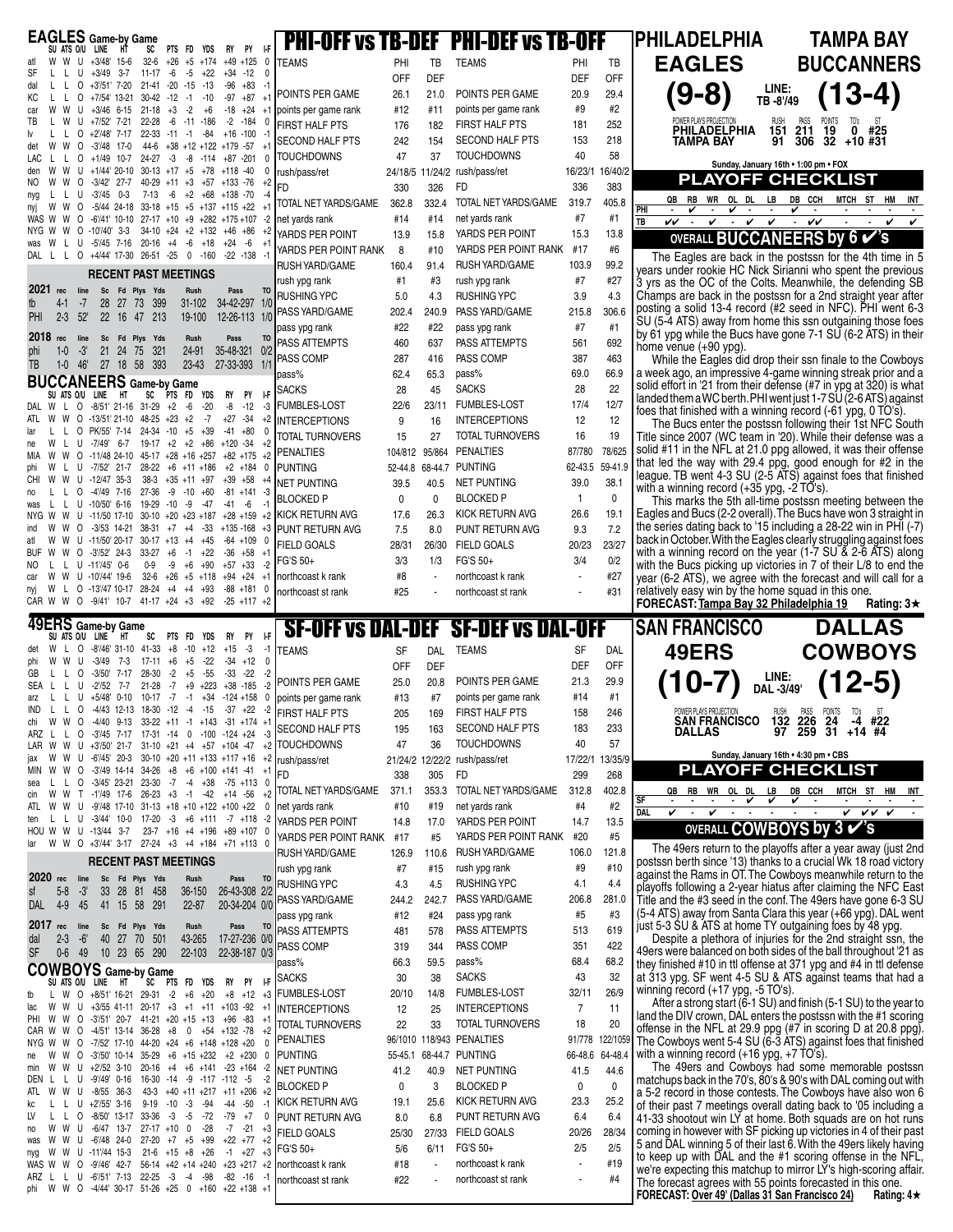## EAGLES Game-by Game

| | SU | ATS | O/U | LINE | HT | SC | PTS | FD | YDS | RY | PY | I-F |
|---|---|---|---|---|---|---|---|---|---|---|---|---|
| atl | W | W | U | +3/48' | 15-6 | 32-6 | +26 | +5 | +174 | +49 | +125 | 0 |
| SF | L | L | U | +3/49 | 3-7 | 11-17 | -6 | -5 | +22 | +34 | -12 | 0 |
| dal | L | L | O | +3/51' | 7-20 | 21-41 | -20 | -15 | -13 | -96 | +83 | -1 |
| KC | L | L | O | +7/54' | 13-21 | 30-42 | -12 | -1 | -10 | -97 | +87 | +1 |
| car | W | W | U | +3/46 | 6-15 | 21-18 | +3 | -2 | +6 | -18 | +24 | +1 |
| TB | L | W | U | +7/52' | 7-21 | 22-28 | -6 | -11 | -186 | -2 | -184 | 0 |
| lv | L | L | O | +2/48' | 7-17 | 22-33 | -11 | -1 | -84 | +16 | -100 | -1 |
| det | W | W | O | -3/48 | 17-0 | 44-6 | +38 | +12 | +122 | +179 | -57 | +1 |
| LAC | L | L | O | +1/49 | 10-7 | 24-27 | -3 | -8 | -114 | +87 | -201 | 0 |
| den | W | W | U | +1/44' | 20-10 | 30-13 | +17 | +5 | +78 | +118 | -40 | 0 |
| NO | W | W | O | -3/42' | 27-7 | 40-29 | +11 | +3 | +57 | +133 | -76 | +2 |
| nyg | L | L | U | -3/45 | 0-3 | 7-13 | -6 | +2 | +68 | +138 | -70 | -4 |
| nyj | W | W | O | -5/44 | 24-18 | 33-18 | +15 | +5 | +137 | +115 | +22 | +1 |
| WAS | W | W | O | -6/41' | 10-10 | 27-17 | +10 | +9 | +282 | +175 | +107 | -2 |
| NYG | W | W | O | -10/40' | 3-3 | 34-10 | +24 | +2 | +132 | +46 | +86 | +2 |
| was | W | L | U | -5/45 | 7-16 | 20-16 | +4 | -6 | +18 | +24 | -6 | +1 |
| DAL | L | L | O | +4/44' | 17-30 | 26-51 | -25 | 0 | -160 | -22 | -138 | -1 |

### RECENT PAST MEETINGS

| 2021 | rec | line | Sc | Fd | Plys | Yds | Rush | Pass | TO |
|---|---|---|---|---|---|---|---|---|---|
| tb | 4-1 | -7 | 28 | 27 | 73 | 399 | 31-102 | 34-42-297 | 1/0 |
| PHI | 2-3 | 52' | 22 | 16 | 47 | 213 | 19-100 | 12-26-113 | 1/0 |
| **2018** | rec | line | Sc | Fd | Plys | Yds | Rush | Pass | TO |
| phi | 1-0 | -3' | 21 | 24 | 75 | 321 | 24-91 | 35-48-321 | 0/2 |
| TB | 1-0 | 46' | 27 | 18 | 58 | 393 | 23-43 | 27-33-393 | 1/1 |

## BUCCANEERS Game-by Game

| | SU | ATS | O/U | LINE | HT | SC | PTS | FD | YDS | RY | PY | I-F |
|---|---|---|---|---|---|---|---|---|---|---|---|---|
| DAL | W | L | O | -8/51' | 21-16 | 31-29 | +2 | -6 | -20 | -8 | -12 | -3 |
| ATL | W | W | O | -13/51' | 21-10 | 48-25 | +23 | +2 | -7 | +27 | -34 | +2 |
| lar | L | L | O | PK/55' | 7-14 | 24-34 | -10 | +5 | +39 | -41 | +80 | 0 |
| ne | W | L | U | -7/49' | 6-7 | 19-17 | +2 | +2 | +86 | +120 | -34 | +2 |
| MIA | W | W | O | -11/48 | 24-10 | 45-17 | +28 | +16 | +257 | +82 | +175 | +2 |
| phi | W | L | U | -7/52' | 21-7 | 28-22 | +6 | +11 | +186 | +2 | +184 | 0 |
| CHI | W | W | U | -12/47 | 35-3 | 38-3 | +35 | +11 | +97 | +39 | +58 | +4 |
| no | L | L | O | -4/49 | 7-16 | 27-36 | -9 | -10 | +60 | -81 | +141 | -3 |
| was | L | L | U | -10/50' | 6-16 | 19-29 | -10 | -9 | -47 | -41 | -6 | -1 |
| NYG | W | W | U | -11/50 | 17-10 | 30-10 | +20 | +23 | +187 | +28 | +159 | +2 |
| ind | W | W | O | -3/53 | 14-21 | 38-31 | +7 | +4 | -33 | +135 | -168 | +3 |
| atl | W | W | U | -11/50' | 20-17 | 30-17 | +13 | +4 | +45 | -64 | +109 | 0 |
| BUF | W | W | O | -3/52' | 24-3 | 33-27 | +6 | -1 | +22 | -36 | +58 | +1 |
| NO | L | L | U | -11/45' | 0-6 | 0-9 | -9 | +6 | +90 | +57 | +33 | -2 |
| car | W | W | U | -10/44' | 19-6 | 32-6 | +26 | +5 | +118 | +94 | +24 | +1 |
| nyj | W | L | O | -13/47 | 10-17 | 28-24 | +4 | +4 | +93 | -88 | +181 | 0 |
| CAR | W | W | O | -9/41' | 10-7 | 41-17 | +24 | +3 | +92 | -25 | +117 | +2 |

## PHI-OFF vs TB-DEF / PHI-DEF vs TB-OFF

| TEAMS | PHI OFF | TB DEF | TEAMS | PHI DEF | TB OFF |
|---|---|---|---|---|---|
| POINTS PER GAME | 26.1 | 21.0 | POINTS PER GAME | 20.9 | 29.4 |
| points per game rank | #12 | #11 | points per game rank | #9 | #2 |
| FIRST HALF PTS | 176 | 182 | FIRST HALF PTS | 181 | 252 |
| SECOND HALF PTS | 242 | 154 | SECOND HALF PTS | 153 | 218 |
| TOUCHDOWNS | 47 | 37 | TOUCHDOWNS | 40 | 58 |
| rush/pass/ret | 24/18/5 | 11/24/2 | rush/pass/ret | 16/23/1 | 16/40/2 |
| FD | 330 | 326 | FD | 336 | 383 |
| TOTAL NET YARDS/GAME | 362.8 | 332.4 | TOTAL NET YARDS/GAME | 319.7 | 405.8 |
| net yards rank | #14 | #14 | net yards rank | #7 | #1 |
| YARDS PER POINT | 13.9 | 15.8 | YARDS PER POINT | 15.3 | 13.8 |
| YARDS PER POINT RANK | 8 | #10 | YARDS PER POINT RANK | #17 | #6 |
| RUSH YARD/GAME | 160.4 | 91.4 | RUSH YARD/GAME | 103.9 | 99.2 |
| rush ypg rank | #1 | #3 | rush ypg rank | #7 | #27 |
| RUSHING YPC | 5.0 | 4.3 | RUSHING YPC | 3.9 | 4.3 |
| PASS YARD/GAME | 202.4 | 240.9 | PASS YARD/GAME | 215.8 | 306.6 |
| pass ypg rank | #22 | #22 | pass ypg rank | #7 | #1 |
| PASS ATTEMPTS | 460 | 637 | PASS ATTEMPTS | 561 | 692 |
| PASS COMP | 287 | 416 | PASS COMP | 387 | 463 |
| pass% | 62.4 | 65.3 | pass% | 69.0 | 66.9 |
| SACKS | 28 | 45 | SACKS | 28 | 22 |
| FUMBLES-LOST | 22/6 | 23/11 | FUMBLES-LOST | 17/4 | 12/7 |
| INTERCEPTIONS | 9 | 16 | INTERCEPTIONS | 12 | 12 |
| TOTAL TURNOVERS | 15 | 27 | TOTAL TURNOVERS | 16 | 19 |
| PENALTIES | 104/812 | 95/864 | PENALTIES | 87/780 | 78/625 |
| PUNTING | 52-44.8 | 68-44.7 | PUNTING | 62-43.5 | 59-41.9 |
| NET PUNTING | 39.5 | 40.5 | NET PUNTING | 39.0 | 38.1 |
| BLOCKED P | 0 | 0 | BLOCKED P | 1 | 0 |
| KICK RETURN AVG | 17.6 | 26.3 | KICK RETURN AVG | 26.6 | 19.1 |
| PUNT RETURN AVG | 7.5 | 8.0 | PUNT RETURN AVG | 9.3 | 7.2 |
| FIELD GOALS | 28/31 | 26/30 | FIELD GOALS | 20/23 | 23/27 |
| FG'S 50+ | 3/3 | 1/3 | FG'S 50+ | 3/4 | 0/2 |
| northcoast k rank | #8 | - | northcoast k rank | - | #27 |
| northcoast st rank | #25 | - | northcoast st rank | - | #31 |

## PHILADELPHIA EAGLES (9-8) vs TAMPA BAY BUCCANEERS (13-4)

LINE: TB -8'/49

| POWER PLAYS PROJECTION | RUSH | PASS | POINTS | TO's | ST |
|---|---|---|---|---|---|
| PHILADELPHIA | 151 | 211 | 19 | 0 | #25 |
| TAMPA BAY | 91 | 306 | 32 | +10 | #31 |

**Sunday, January 16th • 1:00 pm • FOX**

### PLAYOFF CHECKLIST

| | QB | RB | WR | OL | DL | LB | DB | CCH | MTCH | ST | HM | INT |
|---|---|---|---|---|---|---|---|---|---|---|---|---|
| PHI | - | ✔ | - | ✔ | - | - | ✔ | - | - | - | - | - |
| TB | ✔✔ | - | ✔ | - | ✔ | ✔ | - | ✔✔ | - | - | ✔ | ✔ |

**OVERALL BUCCANEERS by 6 ✔'s**

The Eagles are back in the postssn for the 4th time in 5 years under rookie HC Nick Sirianni who spent the previous 3 yrs as the OC of the Colts. Meanwhile, the defending SB Champs are back in the postssn for a 2nd straight year after posting a solid 13-4 record (#2 seed in NFC). PHI went 6-3 SU (5-4 ATS) away from home this ssn outgaining those foes by 61 ypg while the Bucs have gone 7-1 SU (6-2 ATS) in their home venue (+90 ypg).

While the Eagles did drop their ssn finale to the Cowboys a week ago, an impressive 4-game winning streak prior and a solid effort in '21 from their defense (#7 in ypg at 320) is what landed them a WC berth. PHI went just 1-7 SU (2-6 ATS) against foes that finished with a winning record (-61 ypg, 0 TO's).

The Bucs enter the postssn following their 1st NFC South Title since 2007 (WC team in '20). While their defense was a solid #11 in the NFL at 21.0 ppg allowed, it was their offense that led the way with 29.4 ppg, good enough for #2 in the league. TB went 4-3 SU (2-5 ATS) against foes that finished with a winning record (+35 ypg, -2 TO's).

This marks the 5th all-time postssn meeting between the Eagles and Bucs (2-2 overall). The Bucs have won 3 straight in the series dating back to '15 including a 28-22 win in PHI (-7) back in October. With the Eagles clearly struggling against foes with a winning record on the year (1-7 SU & 2-6 ATS) along with the Bucs picking up victories in 7 of their L/8 to end the year (6-2 ATS), we agree with the forecast and will call for a relatively easy win by the home squad in this one.

**FORECAST: Tampa Bay 32 Philadelphia 19 Rating: 3★**

## 49ERS Game-by Game

| | SU | ATS | O/U | LINE | HT | SC | PTS | FD | YDS | RY | PY | I-F |
|---|---|---|---|---|---|---|---|---|---|---|---|---|
| det | W | L | O | -8/46' | 31-10 | 41-33 | +8 | -10 | +12 | +15 | -3 | -1 |
| phi | W | W | U | -3/49 | 7-3 | 17-11 | +6 | +5 | -22 | -34 | +12 | 0 |
| GB | L | L | O | -3/50' | 7-17 | 28-30 | -2 | +5 | -55 | -33 | -22 | -2 |
| SEA | L | L | U | -2/52 | 7-7 | 21-28 | -7 | +9 | +223 | +38 | -185 | -2 |
| arz | L | L | U | +5/48' | 0-10 | 10-17 | -7 | -1 | +34 | -124 | +158 | 0 |
| IND | L | L | O | -4/43 | 12-13 | 18-30 | -12 | -4 | -15 | -37 | +22 | -2 |
| chi | W | W | O | -4/40 | 9-13 | 33-22 | +11 | -1 | +143 | -31 | +174 | +1 |
| ARZ | L | L | O | -3/45 | 7-17 | 17-31 | -14 | 0 | -100 | -124 | +24 | -3 |
| LAR | W | W | U | +3/50' | 21-7 | 31-10 | +21 | +4 | +57 | +104 | -47 | +2 |
| jax | W | W | U | -6/45' | 20-3 | 30-10 | +20 | +11 | +133 | +117 | +16 | +2 |
| MIN | W | W | O | -3/49 | 14-14 | 34-26 | +8 | +6 | +100 | +141 | -41 | +1 |
| sea | L | L | O | -3/45' | 23-21 | 23-30 | -7 | -4 | +38 | -75 | +113 | 0 |
| cin | W | W | T | -1/49 | 17-6 | 26-23 | +3 | -1 | -42 | +14 | -56 | +2 |
| ATL | W | W | U | -9/48 | 17-10 | 31-13 | +18 | +10 | +122 | +100 | +22 | 0 |
| ten | L | L | U | -3/44' | 10-0 | 17-20 | -3 | +6 | +111 | -7 | +118 | -2 |
| HOU | W | W | U | -13/44 | 3-7 | 23-7 | +16 | +4 | +196 | +89 | +107 | 0 |
| lar | W | W | O | +3/44' | 3-17 | 27-24 | +3 | +4 | +184 | +71 | +113 | 0 |

### RECENT PAST MEETINGS

| 2020 | rec | line | Sc | Fd | Plys | Yds | Rush | Pass | TO |
|---|---|---|---|---|---|---|---|---|---|
| sf | 5-8 | -3' | 33 | 28 | 81 | 458 | 36-150 | 26-43-308 | 2/2 |
| DAL | 4-9 | 45 | 41 | 15 | 58 | 291 | 22-87 | 20-34-204 | 0/0 |
| **2017** | rec | line | Sc | Fd | Plys | Yds | Rush | Pass | TO |
| dal | 2-3 | -6' | 40 | 27 | 70 | 501 | 43-265 | 17-27-236 | 0/0 |
| SF | 0-6 | 49 | 10 | 23 | 65 | 290 | 22-103 | 22-38-187 | 0/3 |

## COWBOYS Game-by Game

| | SU | ATS | O/U | LINE | HT | SC | PTS | FD | YDS | RY | PY | I-F |
|---|---|---|---|---|---|---|---|---|---|---|---|---|
| tb | L | W | O | +8/51' | 16-21 | 29-31 | -2 | +6 | +20 | +8 | +12 | +3 |
| lac | W | W | U | +3/55 | 41-11 | 20-17 | +3 | +1 | +11 | +103 | -92 | +1 |
| PHI | W | W | O | -3/51' | 20-7 | 41-21 | +20 | +15 | +13 | +96 | -83 | +1 |
| CAR | W | W | O | -4/51' | 13-14 | 36-28 | +8 | 0 | +54 | +132 | -78 | +2 |
| NYG | W | W | O | -7/52' | 17-10 | 44-20 | +24 | +6 | +148 | +128 | +20 | 0 |
| ne | W | W | O | -3/50' | 10-14 | 35-29 | +6 | +15 | +232 | +2 | +230 | 0 |
| min | W | W | U | +2/52 | 3-10 | 20-16 | +4 | +6 | +141 | -23 | +164 | -2 |
| DEN | L | L | U | -9/49' | 0-16 | 16-30 | -14 | -9 | -117 | -112 | -5 | -2 |
| ATL | W | W | U | -8/55 | 36-3 | 43-3 | +40 | +11 | +217 | +11 | +206 | +2 |
| kc | L | L | U | +2/55' | 3-16 | 9-19 | -10 | -3 | -94 | -44 | -50 | -1 |
| LV | L | L | O | -8/50' | 13-17 | 33-36 | -3 | -5 | -72 | -79 | +7 | 0 |
| no | W | W | U | -6/47 | 13-7 | 27-17 | +10 | 0 | -28 | -7 | -21 | +3 |
| was | W | W | U | -6/48 | 24-0 | 27-20 | +7 | +5 | +99 | +22 | +77 | +2 |
| nyg | W | W | U | -11/44 | 15-3 | 21-6 | +15 | +8 | +26 | -1 | +27 | +3 |
| WAS | W | W | O | -9/46' | 42-7 | 56-14 | +42 | +14 | +240 | +23 | +217 | +2 |
| ARZ | L | L | U | -6/51' | 7-13 | 22-25 | -3 | -4 | -98 | -82 | -16 | -1 |
| phi | W | W | O | -4/44' | 30-17 | 51-26 | +25 | 0 | +160 | +22 | +138 | +1 |

## SF-OFF vs DAL-DEF / SF-DEF vs DAL-OFF

| TEAMS | SF OFF | DAL DEF | TEAMS | SF DEF | DAL OFF |
|---|---|---|---|---|---|
| POINTS PER GAME | 25.0 | 20.8 | POINTS PER GAME | 21.3 | 29.9 |
| points per game rank | #13 | #7 | points per game rank | #14 | #1 |
| FIRST HALF PTS | 205 | 169 | FIRST HALF PTS | 158 | 246 |
| SECOND HALF PTS | 195 | 163 | SECOND HALF PTS | 183 | 233 |
| TOUCHDOWNS | 47 | 36 | TOUCHDOWNS | 40 | 57 |
| rush/pass/ret | 21/24/2 | 12/22/2 | rush/pass/ret | 17/22/1 | 13/35/9 |
| FD | 338 | 305 | FD | 299 | 268 |
| TOTAL NET YARDS/GAME | 371.1 | 353.3 | TOTAL NET YARDS/GAME | 312.8 | 402.8 |
| net yards rank | #10 | #19 | net yards rank | #4 | #2 |
| YARDS PER POINT | 14.8 | 17.0 | YARDS PER POINT | 14.7 | 13.5 |
| YARDS PER POINT RANK | #17 | #5 | YARDS PER POINT RANK | #20 | #5 |
| RUSH YARD/GAME | 126.9 | 110.6 | RUSH YARD/GAME | 106.0 | 121.8 |
| rush ypg rank | #7 | #15 | rush ypg rank | #9 | #10 |
| RUSHING YPC | 4.3 | 4.5 | RUSHING YPC | 4.1 | 4.4 |
| PASS YARD/GAME | 244.2 | 242.7 | PASS YARD/GAME | 206.8 | 281.0 |
| pass ypg rank | #12 | #24 | pass ypg rank | #5 | #3 |
| PASS ATTEMPTS | 481 | 578 | PASS ATTEMPTS | 513 | 619 |
| PASS COMP | 319 | 344 | PASS COMP | 351 | 422 |
| pass% | 66.3 | 59.5 | pass% | 68.4 | 68.2 |
| SACKS | 30 | 38 | SACKS | 43 | 32 |
| FUMBLES-LOST | 20/10 | 14/8 | FUMBLES-LOST | 32/11 | 26/9 |
| INTERCEPTIONS | 12 | 25 | INTERCEPTIONS | 7 | 11 |
| TOTAL TURNOVERS | 22 | 33 | TOTAL TURNOVERS | 18 | 20 |
| PENALTIES | 96/1010 | 118/943 | PENALTIES | 91/778 | 122/1059 |
| PUNTING | 55-45.1 | 68-44.7 | PUNTING | 66-48.6 | 64-48.4 |
| NET PUNTING | 41.2 | 40.9 | NET PUNTING | 41.5 | 44.6 |
| BLOCKED P | 0 | 3 | BLOCKED P | 0 | 0 |
| KICK RETURN AVG | 19.1 | 25.6 | KICK RETURN AVG | 23.3 | 25.2 |
| PUNT RETURN AVG | 8.0 | 6.8 | PUNT RETURN AVG | 6.4 | 6.4 |
| FIELD GOALS | 25/30 | 27/33 | FIELD GOALS | 20/26 | 28/34 |
| FG'S 50+ | 5/6 | 6/11 | FG'S 50+ | 2/5 | 2/5 |
| northcoast k rank | #18 | - | northcoast k rank | - | #19 |
| northcoast st rank | #22 | - | northcoast st rank | - | #4 |

## SAN FRANCISCO 49ERS (10-7) vs DALLAS COWBOYS (12-5)

LINE: DAL -3/49'

| POWER PLAYS PROJECTION | RUSH | PASS | POINTS | TO's | ST |
|---|---|---|---|---|---|
| SAN FRANCISCO | 132 | 226 | 24 | -4 | #22 |
| DALLAS | 97 | 259 | 31 | +14 | #4 |

**Sunday, January 16th • 4:30 pm • CBS**

### PLAYOFF CHECKLIST

| | QB | RB | WR | OL | DL | LB | DB | CCH | MTCH | ST | HM | INT |
|---|---|---|---|---|---|---|---|---|---|---|---|---|
| SF | - | - | - | - | ✔ | ✔ | ✔ | - | - | - | - | - |
| DAL | ✔ | - | ✔ | - | - | - | - | - | ✔ | ✔✔ | ✔ | - |

**OVERALL COWBOYS by 3 ✔'s**

The 49ers return to the playoffs after a year away (just 2nd postssn berth since '13) thanks to a crucial Wk 18 road victory against the Rams in OT. The Cowboys meanwhile return to the playoffs following a 2-year hiatus after claiming the NFC East Title and the #3 seed in the conf. The 49ers have gone 6-3 SU (5-4 ATS) away from Santa Clara this year (+66 ypg). DAL went just 5-3 SU & ATS at home TY outgaining foes by 48 ypg.

Despite a plethora of injuries for the 2nd straight ssn, the 49ers were balanced on both sides of the ball throughout '21 as they finished #10 in ttl offense at 371 ypg and #4 in ttl defense at 313 ypg. SF went 4-5 SU & ATS against teams that had a winning record (+17 ypg, -5 TO's).

After a strong start (6-1 SU) and finish (5-1 SU) to the year to land the DIV crown, DAL enters the postssn with the #1 scoring offense in the NFL at 29.9 ppg (#7 in scoring D at 20.8 ppg). The Cowboys went 5-4 SU (6-3 ATS) against foes that finished with a winning record (+16 ypg, +7 TO's).

The 49ers and Cowboys had some memorable postssn matchups back in the 70's, 80's & 90's with DAL coming out with a 5-2 record in those contests. The Cowboys have also won 6 of their past 7 meetings overall dating back to '05 including a 41-33 shootout win LY at home. Both squads are on hot runs coming in however with SF picking up victories in 4 of their past 5 and DAL winning 5 of their last 6. With the 49ers likely having to keep up with DAL and the #1 scoring offense in the NFL, we're expecting this matchup to mirror LY's high-scoring affair. The forecast agrees with 55 points forecasted in this one.

**FORECAST: Over 49' (Dallas 31 San Francisco 24) Rating: 4★**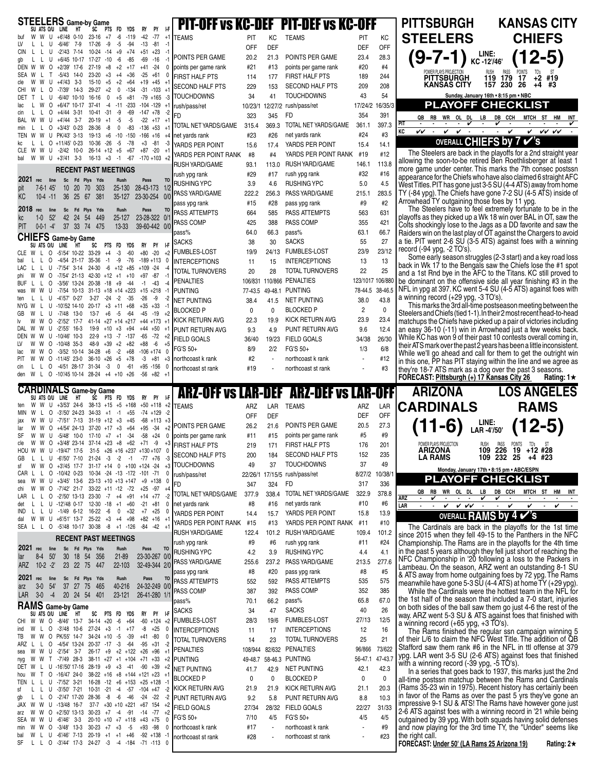## STEELERS Game-by Game

| | SU | ATS | O/U | LINE | HT | SC | PTS | FD | YDS | RY | PY | I-F |
|---|---|---|---|---|---|---|---|---|---|---|---|---|
| buf | W | W | U | +6'/48 | 0-10 | 23-16 | +7 | -6 | -119 | -42 | -77 | +1 |
| LV | L | L | U | -6'/46' | 7-9 | 17-26 | -9 | -5 | -94 | -13 | -81 | -1 |
| CIN | L | L | U | -2'/43 | 7-14 | 10-24 | -14 | +9 | +74 | +51 | +23 | -1 |
| gb | L | L | U | +6/45 | 10-17 | 17-27 | -10 | -6 | -85 | -69 | -16 | -1 |
| DEN | W | W | O | +2/39' | 17-6 | 27-19 | +8 | +2 | +17 | +41 | -24 | 0 |
| SEA | W | L | T | -5/43 | 14-0 | 23-20 | +3 | +4 | +36 | -25 | +61 | 0 |
| cle | W | W | U | +4'/43 | 3-3 | 15-10 | +5 | +2 | +64 | +19 | +45 | +1 |
| CHI | W | L | O | -7/39' | 14-3 | 29-27 | +2 | 0 | -134 | -31 | -103 | +1 |
| DET | T | L | U | -6/40' | 10-10 | 16-16 | 0 | +5 | +81 | -79 | +165 | -3 |
| lac | L | W | O | +6/47' | 10-17 | 37-41 | -4 | -11 | -233 | -104 | -129 | +1 |
| cin | L | L | O | +4/44 | 3-31 | 10-41 | -31 | -9 | -69 | -147 | +78 | -2 |
| BAL | W | W | U | +4/44 | 3-7 | 20-19 | +1 | -5 | -5 | -22 | +17 | +1 |
| min | L | L | O | +3/43' | 0-23 | 28-36 | -8 | 0 | -83 | -136 | +53 | +1 |
| TEN | W | W | U | PK/43' | 3-13 | 19-13 | +6 | -10 | -150 | -166 | +16 | +4 |
| kc | L | L | O | +11/45' | 0-23 | 10-36 | -26 | -5 | -78 | +3 | -81 | -3 |
| CLE | W | W | U | -2/42 | 10-0 | 26-14 | +12 | +5 | +67 | +87 | -20 | +1 |
| bal | W | W | U | +3/41 | 3-3 | 16-13 | +3 | -1 | -67 | -170 | +103 | +2 |

### RECENT PAST MEETINGS

| | rec | line | Sc | Fd | Plys | Yds | Rush | Pass | TO |
|---|---|---|---|---|---|---|---|---|---|
| **2021** | | | | | | | | | |
| pit | 7-6-1 | 45' | 10 | 20 | 70 | 303 | 25-130 | 28-43-173 | 1/2 |
| KC | 10-4 | -11 | 36 | 25 | 67 | 381 | 35-127 | 23-30-254 | 0/0 |
| **2018** | | | | | | | | | |
| kc | 1-0 | 52' | 42 | 24 | 54 | 449 | 25-127 | 23-28-322 | 0/1 |
| PIT | 0-0-1 | -4' | 37 | 33 | 74 | 475 | 13-33 | 39-60-442 | 0/0 |

## CHIEFS Game-by Game

| | SU | ATS | O/U | LINE | HT | SC | PTS | FD | YDS | RY | PY | I-F |
|---|---|---|---|---|---|---|---|---|---|---|---|---|
| CLE | W | L | O | -5/54' | 10-22 | 33-29 | +4 | -3 | -60 | +80 | -20 | +2 |
| bal | L | L | O | -4/54 | 21-17 | 35-36 | -1 | -9 | -76 | -189 | +113 | 0 |
| LAC | L | L | U | -7/54' | 3-14 | 24-30 | -6 | +12 | +85 | +109 | -24 | -4 |
| phi | W | W | O | -7/54' | 21-13 | 42-30 | +12 | +1 | +10 | +97 | -87 | -1 |
| BUF | L | L | O | -3/56' | 13-24 | 20-38 | -18 | +9 | -44 | -1 | -43 | -4 |
| was | W | W | U | -7/54 | 10-13 | 31-13 | +18 | +14 | +223 | +15 | +218 | -1 |
| ten | L | L | U | -4'/57 | 0-27 | 3-27 | -24 | -2 | -35 | -26 | -9 | -2 |
| NYG | W | L | U | -10'/52 | 14-10 | 20-17 | +3 | +11 | +68 | +35 | +33 | -1 |
| GB | W | L | U | -7/48 | 13-0 | 13-7 | +6 | -5 | -64 | -45 | -19 | +2 |
| lv | W | W | O | -2'/52' | 17-7 | 41-14 | +27 | +14 | +217 | +44 | +173 | +1 |
| DAL | W | W | U | -2'/55' | 16-3 | 19-9 | +10 | +3 | +94 | +44 | +50 | +1 |
| DEN | W | W | U | -10/46' | 10-3 | 22-9 | +13 | -7 | -137 | -65 | -72 | +2 |
| LV | W | W | O | -10/48 | 35-3 | 48-9 | +39 | +2 | +82 | +88 | -6 | +5 |
| lac | W | W | O | -3/52 | 10-14 | 34-28 | +6 | -2 | +68 | -106 | +174 | 0 |
| PIT | W | W | O | -11/45' | 23-0 | 36-10 | +26 | +5 | +78 | -3 | +81 | +3 |
| cin | L | L | O | -4/51 | 28-17 | 31-34 | -3 | 0 | -61 | +95 | -156 | 0 |
| den | W | L | O | -10'/45 | 10-14 | 28-24 | +4 | +10 | +26 | -56 | +82 | +1 |

## PIT-OFF vs KC-DEF | PIT-DEF vs KC-OFF

| TEAMS | PIT | KC | TEAMS | PIT | KC |
|---|---|---|---|---|---|
| | OFF | DEF | | DEF | OFF |
| POINTS PER GAME | 20.2 | 21.3 | POINTS PER GAME | 23.4 | 28.3 |
| points per game rank | #21 | #13 | points per game rank | #20 | #4 |
| FIRST HALF PTS | 119 | 177 | FIRST HALF PTS | 189 | 244 |
| SECOND HALF PTS | 229 | 153 | SECOND HALF PTS | 209 | 208 |
| TOUCHDOWNS | 34 | 41 | TOUCHDOWNS | 43 | 54 |
| rush/pass/ret | 10/23/1 | 12/27/2 | rush/pass/ret | 17/24/2 | 16/35/3 |
| FD | 323 | 345 | FD | 354 | 391 |
| TOTAL NET YARDS/GAME | 315.4 | 369.3 | TOTAL NET YARDS/GAME | 361.1 | 397.3 |
| net yards rank | #23 | #26 | net yards rank | #24 | #3 |
| YARDS PER POINT | 15.6 | 17.4 | YARDS PER POINT | 15.4 | 14.1 |
| YARDS PER POINT RANK | #8 | #4 | YARDS PER POINT RANK | #19 | #12 |
| RUSH YARD/GAME | 93.1 | 113.0 | RUSH YARD/GAME | 146.1 | 113.8 |
| rush ypg rank | #29 | #17 | rush ypg rank | #32 | #16 |
| RUSHING YPC | 3.9 | 4.6 | RUSHING YPC | 5.0 | 4.5 |
| PASS YARD/GAME | 222.2 | 256.3 | PASS YARD/GAME | 215.1 | 283.5 |
| pass ypg rank | #15 | #28 | pass ypg rank | #9 | #2 |
| PASS ATTEMPTS | 664 | 585 | PASS ATTEMPTS | 563 | 631 |
| PASS COMP | 425 | 388 | PASS COMP | 355 | 421 |
| pass% | 64.0 | 66.3 | pass% | 63.1 | 66.7 |
| SACKS | 38 | 30 | SACKS | 55 | 27 |
| FUMBLES-LOST | 19/9 | 24/13 | FUMBLES-LOST | 23/9 | 23/12 |
| INTERCEPTIONS | 11 | 15 | INTERCEPTIONS | 13 | 13 |
| TOTAL TURNOVERS | 20 | 28 | TOTAL TURNOVERS | 22 | 25 |
| PENALTIES | 106/831 | 110/866 | PENALTIES | 123/1017 | 106/880 |
| PUNTING | 77-43.5 | 49-48.1 | PUNTING | 78-44.5 | 38-46.5 |
| NET PUNTING | 38.4 | 41.5 | NET PUNTING | 38.0 | 43.8 |
| BLOCKED P | 0 | 0 | BLOCKED P | 2 | 0 |
| KICK RETURN AVG | 22.3 | 19.9 | KICK RETURN AVG | 23.9 | 23.4 |
| PUNT RETURN AVG | 9.3 | 4.9 | PUNT RETURN AVG | 9.6 | 12.4 |
| FIELD GOALS | 36/40 | 19/23 | FIELD GOALS | 34/38 | 26/30 |
| FG'S 50+ | 8/9 | 2/2 | FG'S 50+ | 1/3 | 6/8 |
| northcoast k rank | #2 | - | northcoast k rank | - | #12 |
| northcoast st rank | #19 | - | northcoast st rank | - | #3 |

## PITTSBURGH STEELERS (9-7-1) — LINE: KC -12/46' — KANSAS CITY CHIEFS (12-5)

POWER PLAYS PROJECTION

| | RUSH | PASS | POINTS | TO's | ST |
|---|---|---|---|---|---|
| PITTSBURGH | 119 | 179 | 17 | +2 | #19 |
| KANSAS CITY | 157 | 230 | 26 | +4 | #3 |

**Sunday, January 16th • 8:15 pm • NBC**

### PLAYOFF CHECKLIST

| | QB | RB | WR | OL | DL | LB | DB | CCH | MTCH | ST | HM | INT |
|---|---|---|---|---|---|---|---|---|---|---|---|---|
| PIT | - | - | - | - | ✔ | - | ✔ | - | - | - | - | ✔ |
| KC | ✔✔ | - | ✔ | ✔ | - | - | ✔ | - | ✔ | ✔✔ | ✔✔ | - |

**OVERALL CHIEFS by 7 ✔'s**

The Steelers are back in the playoffs for a 2nd straight year allowing the soon-to-be retired Ben Roethlisberger at least 1 more game under center. This marks the 7th consec postssn appearance for the Chiefs who have also claimed 6 straight AFC West Titles. PIT has gone just 3-5 SU (4-4 ATS) away from home TY (-84 ypg). The Chiefs have gone 7-2 SU (4-5 ATS) inside of Arrowhead TY outgaining those foes by 11 ypg.

The Steelers have to feel extremely fortunate to be in the playoffs as they picked up a Wk 18 win over BAL in OT, saw the Colts shockingly lose to the Jags as a DD favorite and saw the Raiders win on the last play of OT against the Chargers to avoid a tie. PIT went 2-6 SU (3-5 ATS) against foes with a winning record (-94 ypg, -2 TO's).

Some early season struggles (2-3 start) and a key road loss back in Wk 17 to the Bengals saw the Chiefs lose the #1 spot and a 1st Rnd bye in the AFC to the Titans. KC still proved to be dominant on the offensive side all year finishing #3 in the NFL in ypg at 397. KC went 5-4 SU (4-5 ATS) against foes with a winning record (+29 ypg, -3 TO's).

This marks the 3rd all-time postseason meeting between the Steelers and Chiefs (tied 1-1). In their 2 most recent head-to-head matchups the Chiefs have picked up a pair of victories including an easy 36-10 (-11) win in Arrowhead just a few weeks back. While KC has won 9 of their past 10 contests overall coming in, their ATS mark over the past 2 years has been a little inconsistent. While we'll go ahead and call for them to get the outright win in this one, PP has PIT staying within the line and we agree as they're 18-7 ATS mark as a dog over the past 3 seasons.

**FORECAST: Pittsburgh (+) 17 Kansas City 26 Rating: 1★**

## CARDINALS Game-by Game

| | SU | ATS | O/U | LINE | HT | SC | PTS | FD | YDS | RY | PY | I-F |
|---|---|---|---|---|---|---|---|---|---|---|---|---|
| ten | W | W | U | +3/53' | 24-6 | 38-13 | +15 | +5 | +168 | +50 | +118 | +2 |
| MIN | W | L | O | -3'/50' | 24-23 | 34-33 | +1 | -1 | +55 | -74 | +129 | -2 |
| jax | W | W | U | -7'/51' | 7-13 | 31-19 | +12 | +3 | +45 | -68 | +113 | +3 |
| lar | W | W | O | +4/54' | 24-13 | 37-20 | +17 | +3 | +64 | +95 | -34 | +2 |
| SF | W | W | U | -5/48' | 10-0 | 17-10 | +7 | +1 | -34 | -58 | +24 | 0 |
| cle | W | W | O | +3/48' | 23-14 | 37-14 | +23 | +8 | +62 | +71 | -9 | +3 |
| HOU | W | W | U | -19/47' | 17-5 | 31-5 | +26 | +16 | +237 | +130 | +107 | 0 |
| GB | L | L | U | -6'/50' | 7-10 | 21-24 | -3 | -2 | -1 | -77 | +76 | -3 |
| sf | W | W | O | +3/45 | 17-7 | 31-17 | +14 | 0 | +100 | +124 | -24 | +3 |
| CAR | L | L | O | -10/42 | 0-23 | 10-34 | -24 | -13 | -172 | -101 | -71 | 0 |
| sea | W | W | U | +3/45' | 13-6 | 23-13 | +10 | +13 | +147 | +9 | +138 | 0 |
| chi | W | W | O | -7/42' | 21-7 | 33-22 | +11 | -12 | -72 | +25 | -97 | +4 |
| LAR | L | L | O | -2/50' | 13-13 | 23-30 | -7 | +4 | +91 | +14 | +77 | -2 |
| det | L | L | U | -12/48 | 0-17 | 12-30 | -18 | +1 | +60 | -21 | +81 | 0 |
| IND | L | L | U | -1/49 | 6-12 | 16-22 | -6 | 0 | +32 | +7 | +25 | 0 |
| dal | W | W | U | +6/51' | 13-7 | 25-22 | +3 | +4 | +98 | +82 | +16 | +1 |
| SEA | L | L | O | -5/48 | 10-17 | 30-38 | -8 | +1 | -126 | -84 | -42 | +1 |

### RECENT PAST MEETINGS

| | rec | line | Sc | Fd | Plys | Yds | Rush | Pass | TO |
|---|---|---|---|---|---|---|---|---|---|
| **2021** | | | | | | | | | |
| lar | 8-4 | 50' | 30 | 18 | 54 | 356 | 21-89 | 23-30-267 | 0/0 |
| ARZ | 10-2 | -2' | 23 | 22 | 75 | 447 | 22-103 | 32-49-344 | 2/0 |
| **2021** | | | | | | | | | |
| arz | 3-0 | 54' | 37 | 27 | 75 | 465 | 40-216 | 24-32-249 | 0/0 |
| LAR | 3-0 | -4 | 20 | 24 | 54 | 401 | 23-121 | 26-41-280 | 1/1 |

## RAMS Game-by Game

| | SU | ATS | O/U | LINE | HT | SC | PTS | FD | YDS | RY | PY | I-F |
|---|---|---|---|---|---|---|---|---|---|---|---|---|
| CHI | W | W | O | -8/46' | 13-7 | 34-14 | +20 | +6 | +64 | -60 | +124 | +2 |
| ind | W | W | U | -3/48 | 10-6 | 27-24 | +3 | -1 | +17 | -8 | +25 | 0 |
| TB | W | W | O | PK/55' | 14-7 | 34-24 | +10 | -5 | -39 | +41 | -80 | 0 |
| ARZ | L | L | O | -4/54' | 13-24 | 20-37 | -17 | -3 | -64 | -95 | +31 | -2 |
| sea | W | W | U | -2/54' | 3-7 | 26-17 | +9 | +2 | +122 | +26 | +96 | +1 |
| nyg | W | W | T | -7/49 | 28-3 | 38-11 | +27 | +1 | +104 | +71 | +33 | +2 |
| DET | W | L | U | -16'/50' | 17-16 | 28-19 | +9 | +3 | -41 | -90 | +39 | +2 |
| hou | W | T | O | -16/47 | 24-0 | 38-22 | +16 | +8 | +144 | +121 | +23 | +1 |
| TEN | L | L | U | -7/52' | 3-21 | 16-28 | -12 | +6 | +153 | +25 | +128 | -1 |
| sf | L | L | U | -3/50' | 7-21 | 10-31 | -21 | -4 | -57 | -104 | +47 | -2 |
| gb | L | L | O | -2/47 | 17-20 | 28-36 | -8 | -6 | -46 | -24 | -22 | -2 |
| JAX | W | W | U | -13/48 | 16-7 | 37-7 | +30 | +10 | +221 | +67 | +154 | +2 |
| arz | W | W | O | +2/50' | 13-13 | 30-23 | +7 | -4 | -91 | -14 | -77 | +2 |
| SEA | W | W | U | -6/46' | 3-3 | 20-10 | +10 | +7 | +118 | +43 | +75 | 0 |
| min | W | W | O | -3/48' | 13-3 | 30-23 | +7 | +3 | -5 | +93 | -98 | 0 |
| bal | W | L | U | -6/46' | 7-13 | 20-19 | +1 | +1 | +46 | -92 | -138 | -1 |
| SF | L | L | O | -3/44' | 17-3 | 24-27 | -3 | -4 | -184 | -71 | -113 | 0 |

## ARZ-OFF vs LAR-DEF | ARZ-DEF vs LAR-OFF

| TEAMS | ARZ | LAR | TEAMS | ARZ | LAR |
|---|---|---|---|---|---|
| | OFF | DEF | | DEF | OFF |
| POINTS PER GAME | 26.2 | 21.6 | POINTS PER GAME | 20.5 | 27.3 |
| points per game rank | #11 | #15 | points per game rank | #5 | #9 |
| FIRST HALF PTS | 219 | 171 | FIRST HALF PTS | 176 | 201 |
| SECOND HALF PTS | 200 | 184 | SECOND HALF PTS | 152 | 235 |
| TOUCHDOWNS | 49 | 37 | TOUCHDOWNS | 37 | 49 |
| rush/pass/ret | 22/26/1 | 17/15/5 | rush/pass/ret | 8/27/2 | 10/38/1 |
| FD | 347 | 324 | FD | 317 | 336 |
| TOTAL NET YARDS/GAME | 377.9 | 338.4 | TOTAL NET YARDS/GAME | 322.9 | 378.8 |
| net yards rank | #8 | #16 | net yards rank | #10 | #6 |
| YARDS PER POINT | 14.4 | 15.7 | YARDS PER POINT | 15.8 | 13.9 |
| YARDS PER POINT RANK | #15 | #13 | YARDS PER POINT RANK | #11 | #10 |
| RUSH YARD/GAME | 122.4 | 101.2 | RUSH YARD/GAME | 109.4 | 101.2 |
| rush ypg rank | #9 | #6 | rush ypg rank | #11 | #24 |
| RUSHING YPC | 4.2 | 3.9 | RUSHING YPC | 4.4 | 4.1 |
| PASS YARD/GAME | 255.6 | 237.2 | PASS YARD/GAME | 213.5 | 277.6 |
| pass ypg rank | #8 | #20 | pass ypg rank | #8 | #5 |
| PASS ATTEMPTS | 552 | 592 | PASS ATTEMPTS | 535 | 575 |
| PASS COMP | 387 | 392 | PASS COMP | 352 | 385 |
| pass% | 70.1 | 66.2 | pass% | 65.8 | 67.0 |
| SACKS | 34 | 47 | SACKS | 40 | 26 |
| FUMBLES-LOST | 28/3 | 19/6 | FUMBLES-LOST | 27/13 | 12/5 |
| INTERCEPTIONS | 11 | 17 | INTERCEPTIONS | 12 | 16 |
| TOTAL TURNOVERS | 14 | 23 | TOTAL TURNOVERS | 25 | 21 |
| PENALTIES | 108/944 | 82/632 | PENALTIES | 96/866 | 73/622 |
| PUNTING | 49-48.7 | 58-46.3 | PUNTING | 56-47.1 | 47-43.7 |
| NET PUNTING | 41.7 | 42.9 | NET PUNTING | 42.1 | 42.3 |
| BLOCKED P | 0 | 0 | BLOCKED P | 0 | 0 |
| KICK RETURN AVG | 21.9 | 21.9 | KICK RETURN AVG | 21.1 | 20.3 |
| PUNT RETURN AVG | 9.2 | 5.8 | PUNT RETURN AVG | 8.8 | 10.3 |
| FIELD GOALS | 27/34 | 28/32 | FIELD GOALS | 22/27 | 31/33 |
| FG'S 50+ | 7/10 | 4/5 | FG'S 50+ | 4/5 | 4/5 |
| northcoast k rank | #17 | - | northcoast k rank | - | #9 |
| northcoast st rank | #28 | - | northcoast st rank | - | #23 |

## ARIZONA CARDINALS (11-6) — LINE: LAR -4/50' — LOS ANGELES RAMS (12-5)

POWER PLAYS PROJECTION

| | RUSH | PASS | POINTS | TO's | ST |
|---|---|---|---|---|---|
| ARIZONA | 109 | 226 | 19 | +12 | #28 |
| LA RAMS | 109 | 232 | 25 | +4 | #23 |

**Monday, January 17th • 8:15 pm • ABC/ESPN**

### PLAYOFF CHECKLIST

| | QB | RB | WR | OL | DL | LB | DB | CCH | MTCH | ST | HM | INT |
|---|---|---|---|---|---|---|---|---|---|---|---|---|
| ARZ | - | ✔ | - | - | - | - | ✔ | ✔ | - | - | - | - |
| LAR | - | - | ✔ | ✔ | ✔✔ | - | ✔ | ✔ | - | ✔ | - | - |

**OVERALL RAMS by 4 ✔'s**

The Cardinals are back in the playoffs for the 1st time since 2015 when they fell 49-15 to the Panthers in the NFC Championship in the past 5 years although they fell just short of reaching the NFC Championship in '20 following a loss to the Packers in Lambeau. On the season, ARZ went an outstanding 8-1 SU & ATS away from home outgaining foes by 72 ypg. The Rams meanwhile have gone 5-3 SU (4-4 ATS) at home TY (+29 ypg).

While the Cardinals were the hottest team in the NFL for the 1st half of the season that included a 7-0 start, injuries on both sides of the ball saw them go just 4-6 the rest of the way. ARZ went 5-3 SU & ATS against foes that finished with a winning record (+65 ypg, +3 TO's).

The Rams finished the regular ssn campaign winning 5 of their L/6 to claim the NFC West Title. The addition of QB Stafford saw them rank #6 in the NFL in ttl offense at 379 ypg. LAR went 3-5 SU (2-6 ATS) against foes that finished with a winning record (-39 ypg, -5 TO's).

In a series that goes back to 1937, this marks just the 2nd all-time postssn matchup between the Rams and Cardinals (Rams 35-23 win in 1975). Recent history has certainly been in favor of the Rams as over the past 5 yrs they've gone an impressive 9-1 SU & ATS! The Rams have however gone just 2-6 ATS against foes with a winning record in '21 while being outgained by 39 ypg. With both squads having solid defenses and now playing for the 3rd time TY, the "Under" seems like the right call.

**FORECAST: Under 50' (LA Rams 25 Arizona 19) Rating: 2★**